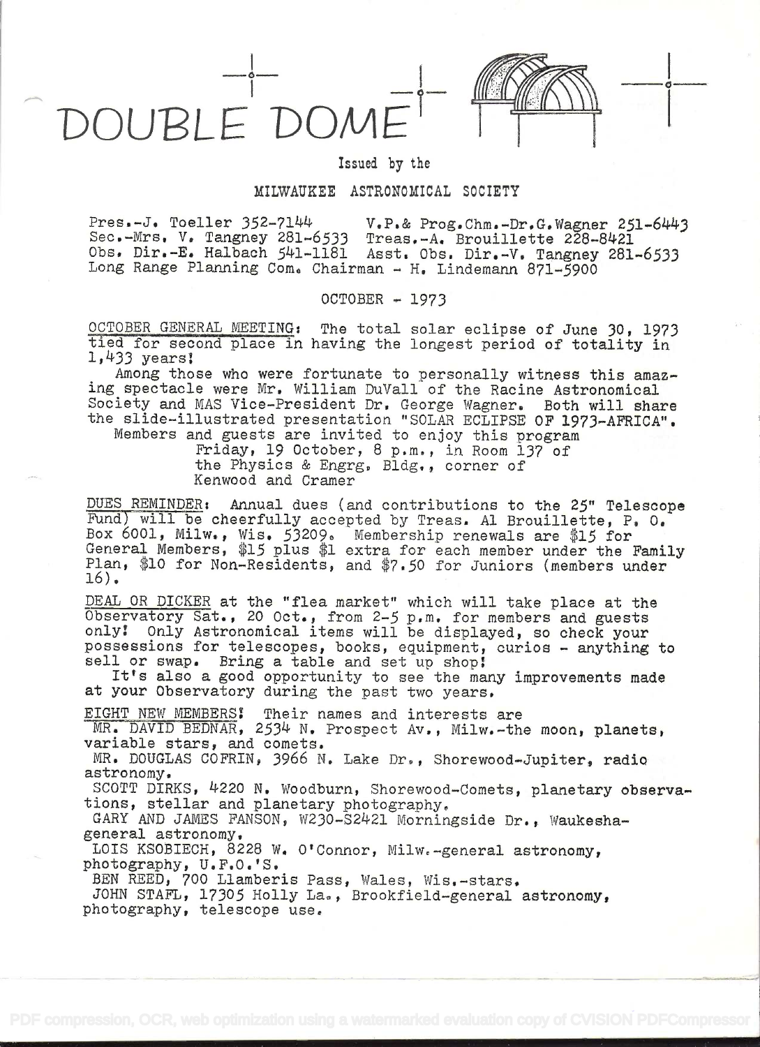# DOUBLE DOME

Issued by the

MILWAUKEE ASTRONOMICAL SOCIETY

Pres.-J. Toeller 352-7144 V.P.& Prog.Chm.-Dr.G.Wagner 251-6443
Sec.-Mrs. V. Tangney 281-6533 Treas.-A. Brouillette 228-8421
Obs. Dir.-E. Halbach 541-1181 Asst. Obs. Dir.-V. Tangney 281-6533
Long Range Planning Com. Chairman - H. Lindemann 871-5900

OCTOBER - 1973

OCTOBER GENERAL MEETING: The total solar eclipse of June 30, 1973 tied for second place in having the longest period of totality in 1,433 years!

Among those who were fortunate to personally witness this amazing spectacle were Mr. William DuVall of the Racine Astronomical Society and MAS Vice-President Dr. George Wagner. Both will share the slide-illustrated presentation "SOLAR ECLIPSE OF 1973-AFRICA".

Members and guests are invited to enjoy this program
Friday, 19 October, 8 p.m., in Room 137 of
the Physics & Engrg. Bldg., corner of
Kenwood and Cramer

DUES REMINDER: Annual dues (and contributions to the 25" Telescope Fund) will be cheerfully accepted by Treas. Al Brouillette, P. O. Box 6001, Milw., Wis. 53209. Membership renewals are $15 for General Members, $15 plus $1 extra for each member under the Family Plan, $10 for Non-Residents, and $7.50 for Juniors (members under 16).

DEAL OR DICKER at the "flea market" which will take place at the Observatory Sat., 20 Oct., from 2-5 p.m. for members and guests only! Only Astronomical items will be displayed, so check your possessions for telescopes, books, equipment, curios - anything to sell or swap. Bring a table and set up shop!

It's also a good opportunity to see the many improvements made at your Observatory during the past two years.

EIGHT NEW MEMBERS! Their names and interests are

MR. DAVID BEDNAR, 2534 N. Prospect Av., Milw.-the moon, planets, variable stars, and comets.

MR. DOUGLAS COFRIN, 3966 N. Lake Dr., Shorewood-Jupiter, radio astronomy.

SCOTT DIRKS, 4220 N. Woodburn, Shorewood-Comets, planetary observations, stellar and planetary photography.

GARY AND JAMES FANSON, W230-S2421 Morningside Dr., Waukesha-general astronomy.

LOIS KSOBIECH, 8228 W. O'Connor, Milw.-general astronomy, photography, U.F.O.'S.

BEN REED, 700 Llamberis Pass, Wales, Wis.-stars.

JOHN STAFL, 17305 Holly La., Brookfield-general astronomy, photography, telescope use.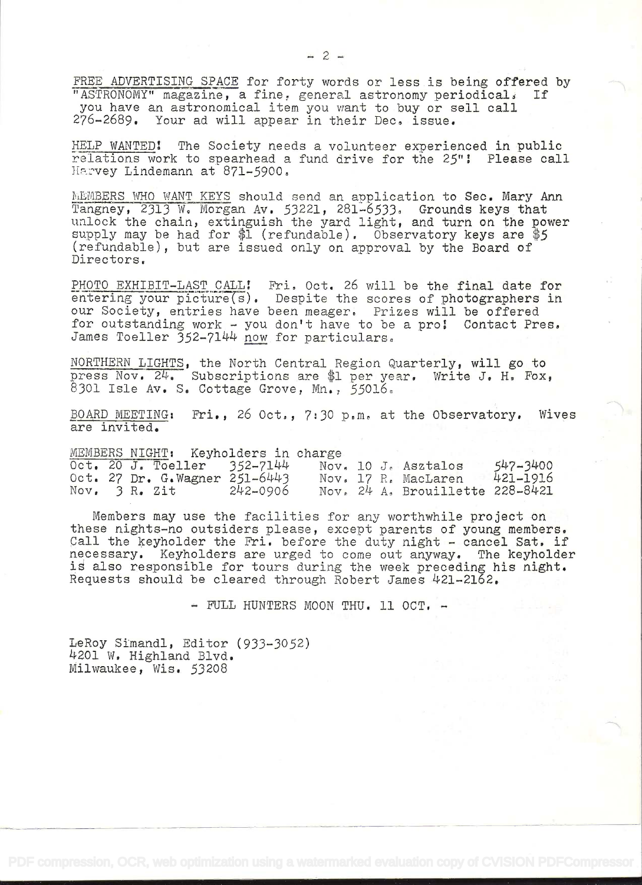FREE ADVERTISING SPACE for forty words or less is being offered by "ASTRONOMY" magazine, a fine, general astronomy periodical. If you have an astronomical item you want to buy or sell call 276-2689. Your ad will appear in their Dec. issue.

HELP WANTED! The Society needs a volunteer experienced in public relations work to spearhead a fund drive for the 25"! Please call Harvey Lindemann at 871-5900.

MEMBERS WHO WANT KEYS should send an application to Sec. Mary Ann Tangney, 2313 W. Morgan Av. 53221, 281-6533. Grounds keys that unlock the chain, extinguish the yard light, and turn on the power supply may be had for $1 (refundable). Observatory keys are $5 (refundable), but are issued only on approval by the Board of Directors.

PHOTO EXHIBIT-LAST CALL! Fri. Oct. 26 will be the final date for entering your picture(s). Despite the scores of photographers in our Society, entries have been meager. Prizes will be offered for outstanding work - you don't have to be a pro! Contact Pres. James Toeller 352-7144 now for particulars.

NORTHERN LIGHTS, the North Central Region Quarterly, will go to press Nov. 24. Subscriptions are $1 per year. Write J. H. Fox, 8301 Isle Av. S. Cottage Grove, Mn., 55016.

BOARD MEETING: Fri., 26 Oct., 7:30 p.m. at the Observatory. Wives are invited.

MEMBERS NIGHT: Keyholders in charge

| | | | | | |
|---|---|---|---|---|---|
| Oct. 20 | J. Toeller | 352-7144 | Nov. 10 | J. Asztalos | 547-3400 |
| Oct. 27 | Dr. G. Wagner | 251-6443 | Nov. 17 | R. MacLaren | 421-1916 |
| Nov. 3 | R. Zit | 242-0906 | Nov. 24 | A. Brouillette | 228-8421 |

Members may use the facilities for any worthwhile project on these nights-no outsiders please, except parents of young members. Call the keyholder the Fri. before the duty night - cancel Sat. if necessary. Keyholders are urged to come out anyway. The keyholder is also responsible for tours during the week preceding his night. Requests should be cleared through Robert James 421-2162.

\- FULL HUNTERS MOON THU. 11 OCT. -

LeRoy Simandl, Editor (933-3052)
4201 W. Highland Blvd.
Milwaukee, Wis. 53208